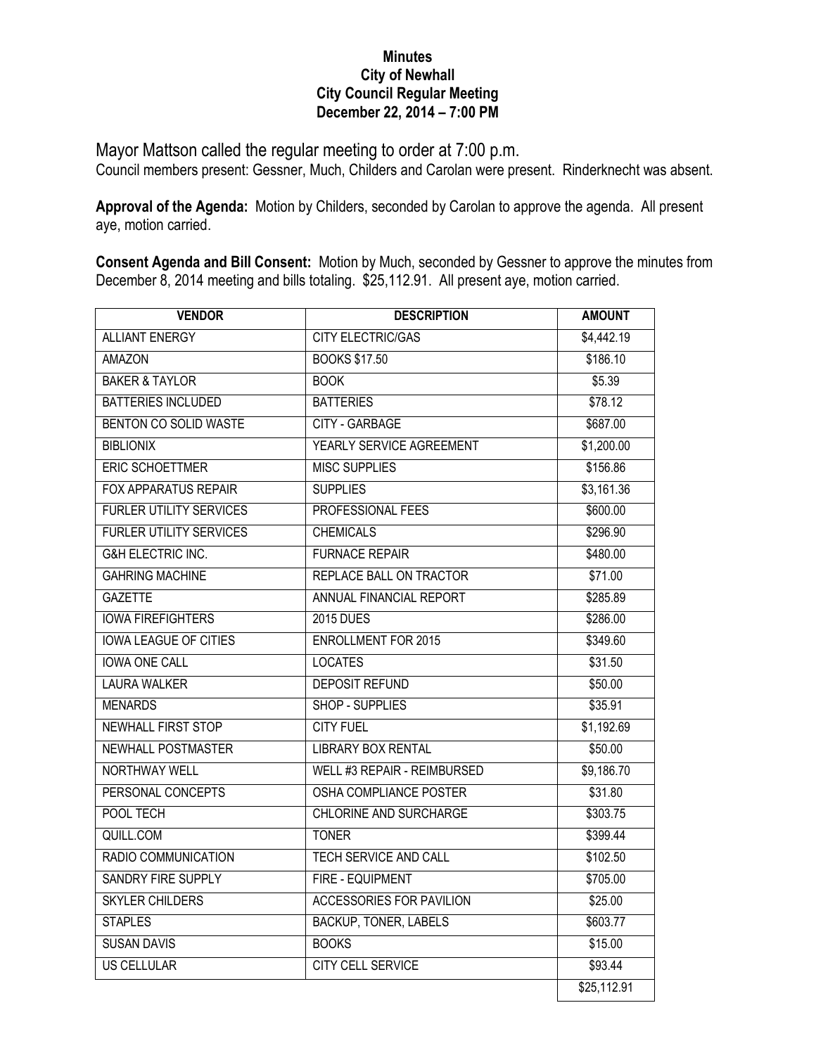**Minutes**
**City of Newhall**
**City Council Regular Meeting**
**December 22, 2014 – 7:00 PM**

Mayor Mattson called the regular meeting to order at 7:00 p.m.
Council members present: Gessner, Much, Childers and Carolan were present. Rinderknecht was absent.

**Approval of the Agenda:** Motion by Childers, seconded by Carolan to approve the agenda. All present aye, motion carried.

**Consent Agenda and Bill Consent:** Motion by Much, seconded by Gessner to approve the minutes from December 8, 2014 meeting and bills totaling. $25,112.91. All present aye, motion carried.

| VENDOR | DESCRIPTION | AMOUNT |
|---|---|---|
| ALLIANT ENERGY | CITY ELECTRIC/GAS | $4,442.19 |
| AMAZON | BOOKS $17.50 | $186.10 |
| BAKER & TAYLOR | BOOK | $5.39 |
| BATTERIES INCLUDED | BATTERIES | $78.12 |
| BENTON CO SOLID WASTE | CITY - GARBAGE | $687.00 |
| BIBLIONIX | YEARLY SERVICE AGREEMENT | $1,200.00 |
| ERIC SCHOETTMER | MISC SUPPLIES | $156.86 |
| FOX APPARATUS REPAIR | SUPPLIES | $3,161.36 |
| FURLER UTILITY SERVICES | PROFESSIONAL FEES | $600.00 |
| FURLER UTILITY SERVICES | CHEMICALS | $296.90 |
| G&H ELECTRIC INC. | FURNACE REPAIR | $480.00 |
| GAHRING MACHINE | REPLACE BALL ON TRACTOR | $71.00 |
| GAZETTE | ANNUAL FINANCIAL REPORT | $285.89 |
| IOWA FIREFIGHTERS | 2015 DUES | $286.00 |
| IOWA LEAGUE OF CITIES | ENROLLMENT FOR 2015 | $349.60 |
| IOWA ONE CALL | LOCATES | $31.50 |
| LAURA WALKER | DEPOSIT REFUND | $50.00 |
| MENARDS | SHOP - SUPPLIES | $35.91 |
| NEWHALL FIRST STOP | CITY FUEL | $1,192.69 |
| NEWHALL POSTMASTER | LIBRARY BOX RENTAL | $50.00 |
| NORTHWAY WELL | WELL #3 REPAIR - REIMBURSED | $9,186.70 |
| PERSONAL CONCEPTS | OSHA COMPLIANCE POSTER | $31.80 |
| POOL TECH | CHLORINE AND SURCHARGE | $303.75 |
| QUILL.COM | TONER | $399.44 |
| RADIO COMMUNICATION | TECH SERVICE AND CALL | $102.50 |
| SANDRY FIRE SUPPLY | FIRE - EQUIPMENT | $705.00 |
| SKYLER CHILDERS | ACCESSORIES FOR PAVILION | $25.00 |
| STAPLES | BACKUP, TONER, LABELS | $603.77 |
| SUSAN DAVIS | BOOKS | $15.00 |
| US CELLULAR | CITY CELL SERVICE | $93.44 |
| | | $25,112.91 |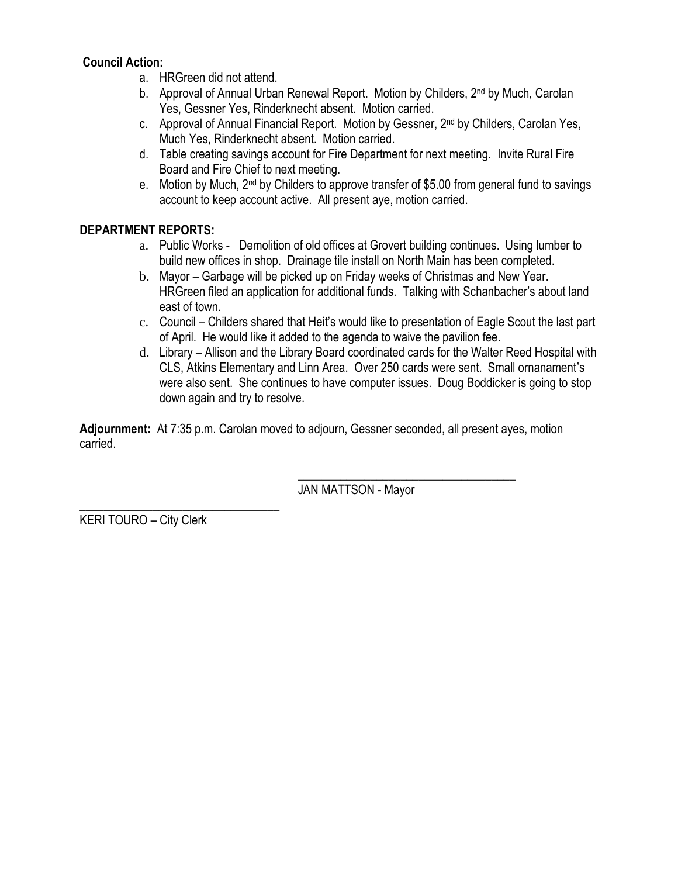**Council Action:**

a. HRGreen did not attend.
b. Approval of Annual Urban Renewal Report. Motion by Childers, 2nd by Much, Carolan Yes, Gessner Yes, Rinderknecht absent. Motion carried.
c. Approval of Annual Financial Report. Motion by Gessner, 2nd by Childers, Carolan Yes, Much Yes, Rinderknecht absent. Motion carried.
d. Table creating savings account for Fire Department for next meeting. Invite Rural Fire Board and Fire Chief to next meeting.
e. Motion by Much, 2nd by Childers to approve transfer of $5.00 from general fund to savings account to keep account active. All present aye, motion carried.

**DEPARTMENT REPORTS:**

a. Public Works - Demolition of old offices at Grovert building continues. Using lumber to build new offices in shop. Drainage tile install on North Main has been completed.
b. Mayor – Garbage will be picked up on Friday weeks of Christmas and New Year. HRGreen filed an application for additional funds. Talking with Schanbacher's about land east of town.
c. Council – Childers shared that Heit's would like to presentation of Eagle Scout the last part of April. He would like it added to the agenda to waive the pavilion fee.
d. Library – Allison and the Library Board coordinated cards for the Walter Reed Hospital with CLS, Atkins Elementary and Linn Area. Over 250 cards were sent. Small ornanament's were also sent. She continues to have computer issues. Doug Boddicker is going to stop down again and try to resolve.

**Adjournment:** At 7:35 p.m. Carolan moved to adjourn, Gessner seconded, all present ayes, motion carried.

\_\_\_\_\_\_\_\_\_\_\_\_\_\_\_\_\_\_\_\_\_\_\_\_\_\_\_\_\_\_\_\_\_\_\_

JAN MATTSON - Mayor

\_\_\_\_\_\_\_\_\_\_\_\_\_\_\_\_\_\_\_\_\_\_\_\_\_\_\_\_\_\_\_\_\_\_\_

KERI TOURO – City Clerk